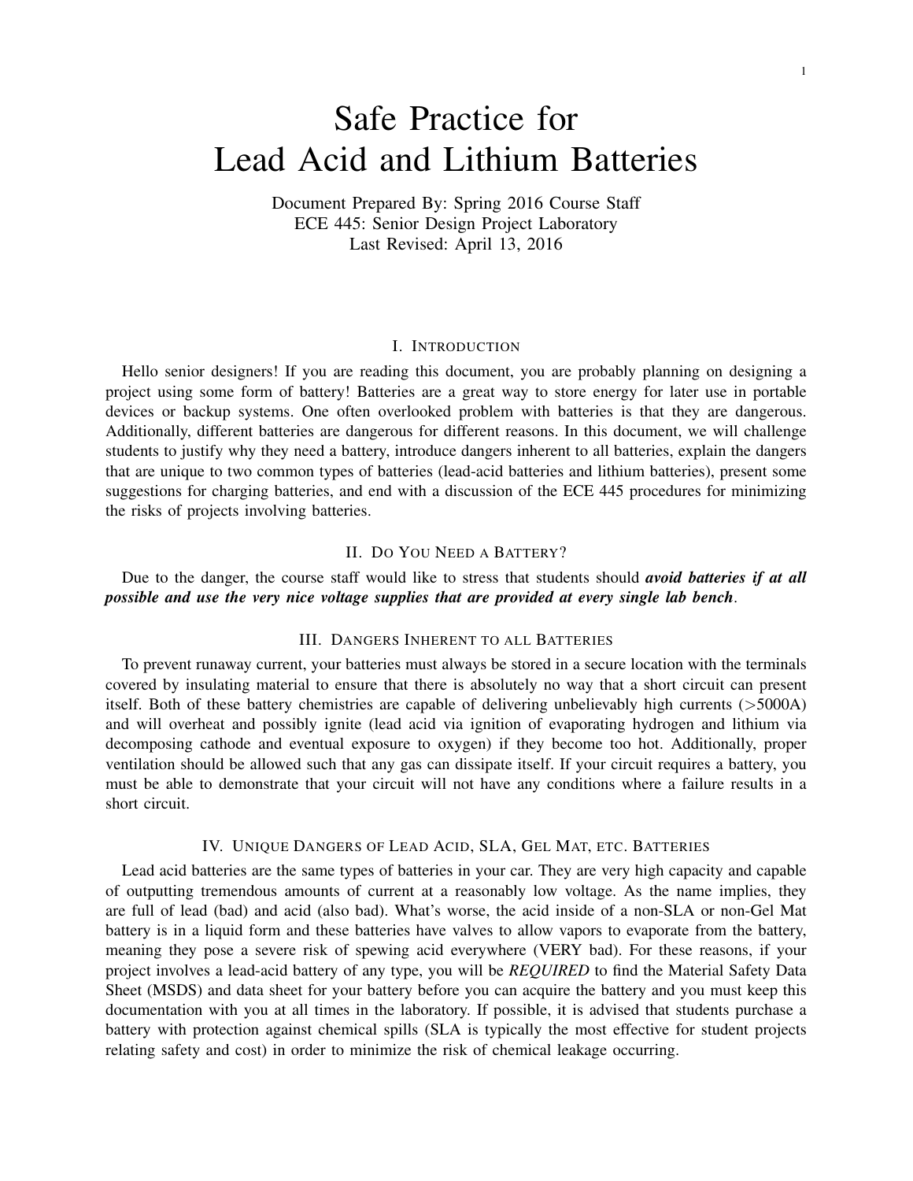# Safe Practice for Lead Acid and Lithium Batteries

Document Prepared By: Spring 2016 Course Staff
ECE 445: Senior Design Project Laboratory
Last Revised: April 13, 2016

## I. Introduction

Hello senior designers! If you are reading this document, you are probably planning on designing a project using some form of battery! Batteries are a great way to store energy for later use in portable devices or backup systems. One often overlooked problem with batteries is that they are dangerous. Additionally, different batteries are dangerous for different reasons. In this document, we will challenge students to justify why they need a battery, introduce dangers inherent to all batteries, explain the dangers that are unique to two common types of batteries (lead-acid batteries and lithium batteries), present some suggestions for charging batteries, and end with a discussion of the ECE 445 procedures for minimizing the risks of projects involving batteries.

## II. Do You Need a Battery?

Due to the danger, the course staff would like to stress that students should ***avoid batteries if at all possible and use the very nice voltage supplies that are provided at every single lab bench***.

## III. Dangers Inherent to all Batteries

To prevent runaway current, your batteries must always be stored in a secure location with the terminals covered by insulating material to ensure that there is absolutely no way that a short circuit can present itself. Both of these battery chemistries are capable of delivering unbelievably high currents (>5000A) and will overheat and possibly ignite (lead acid via ignition of evaporating hydrogen and lithium via decomposing cathode and eventual exposure to oxygen) if they become too hot. Additionally, proper ventilation should be allowed such that any gas can dissipate itself. If your circuit requires a battery, you must be able to demonstrate that your circuit will not have any conditions where a failure results in a short circuit.

## IV. Unique Dangers of Lead Acid, SLA, Gel Mat, etc. Batteries

Lead acid batteries are the same types of batteries in your car. They are very high capacity and capable of outputting tremendous amounts of current at a reasonably low voltage. As the name implies, they are full of lead (bad) and acid (also bad). What's worse, the acid inside of a non-SLA or non-Gel Mat battery is in a liquid form and these batteries have valves to allow vapors to evaporate from the battery, meaning they pose a severe risk of spewing acid everywhere (VERY bad). For these reasons, if your project involves a lead-acid battery of any type, you will be *REQUIRED* to find the Material Safety Data Sheet (MSDS) and data sheet for your battery before you can acquire the battery and you must keep this documentation with you at all times in the laboratory. If possible, it is advised that students purchase a battery with protection against chemical spills (SLA is typically the most effective for student projects relating safety and cost) in order to minimize the risk of chemical leakage occurring.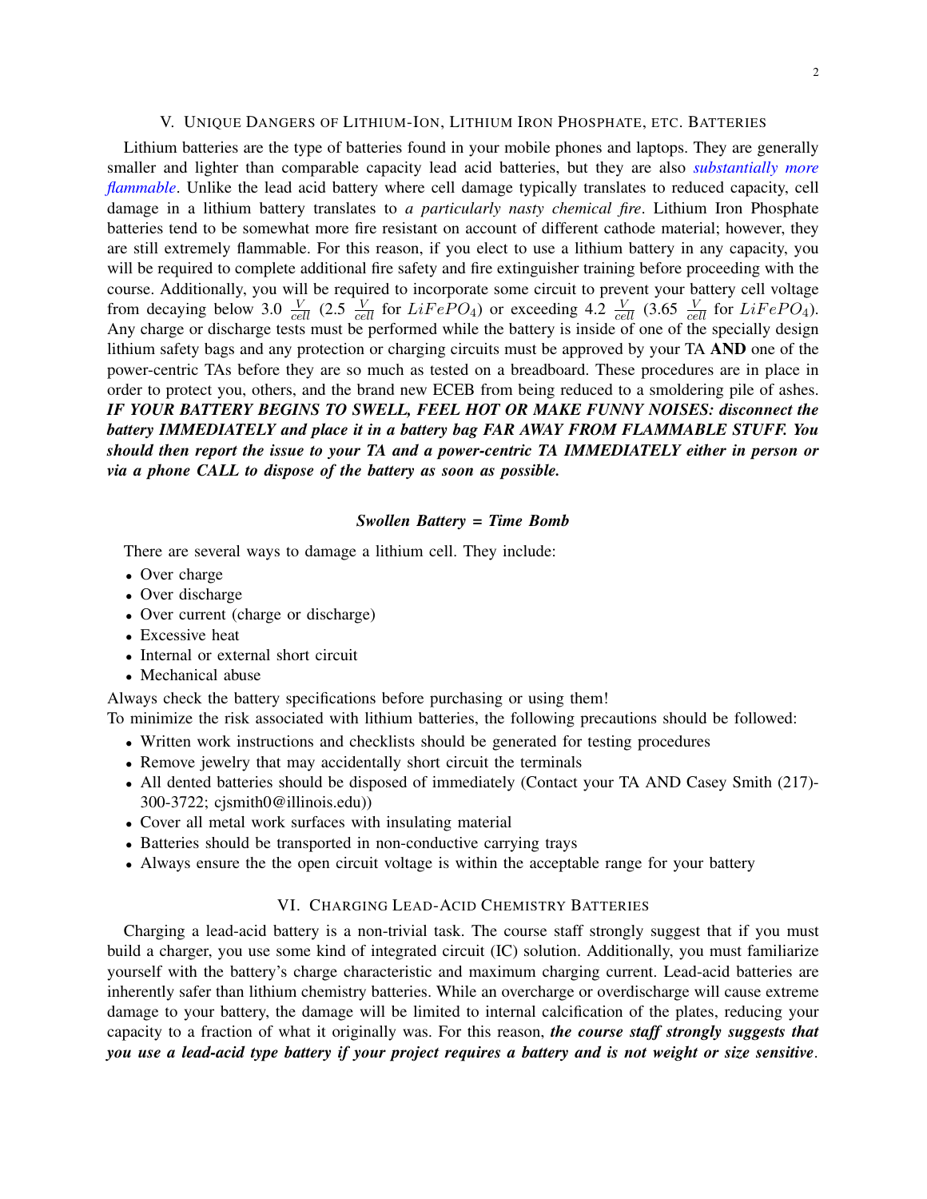## V. Unique Dangers of Lithium-Ion, Lithium Iron Phosphate, etc. Batteries

Lithium batteries are the type of batteries found in your mobile phones and laptops. They are generally smaller and lighter than comparable capacity lead acid batteries, but they are also *substantially more flammable*. Unlike the lead acid battery where cell damage typically translates to reduced capacity, cell damage in a lithium battery translates to *a particularly nasty chemical fire*. Lithium Iron Phosphate batteries tend to be somewhat more fire resistant on account of different cathode material; however, they are still extremely flammable. For this reason, if you elect to use a lithium battery in any capacity, you will be required to complete additional fire safety and fire extinguisher training before proceeding with the course. Additionally, you will be required to incorporate some circuit to prevent your battery cell voltage from decaying below 3.0 $\frac{V}{cell}$ (2.5 $\frac{V}{cell}$ for $LiFePO_4$) or exceeding 4.2 $\frac{V}{cell}$ (3.65 $\frac{V}{cell}$ for $LiFePO_4$). Any charge or discharge tests must be performed while the battery is inside of one of the specially design lithium safety bags and any protection or charging circuits must be approved by your TA **AND** one of the power-centric TAs before they are so much as tested on a breadboard. These procedures are in place in order to protect you, others, and the brand new ECEB from being reduced to a smoldering pile of ashes. ***IF YOUR BATTERY BEGINS TO SWELL, FEEL HOT OR MAKE FUNNY NOISES: disconnect the battery IMMEDIATELY and place it in a battery bag FAR AWAY FROM FLAMMABLE STUFF. You should then report the issue to your TA and a power-centric TA IMMEDIATELY either in person or via a phone CALL to dispose of the battery as soon as possible.***

***Swollen Battery = Time Bomb***

There are several ways to damage a lithium cell. They include:

- Over charge
- Over discharge
- Over current (charge or discharge)
- Excessive heat
- Internal or external short circuit
- Mechanical abuse

Always check the battery specifications before purchasing or using them!
To minimize the risk associated with lithium batteries, the following precautions should be followed:

- Written work instructions and checklists should be generated for testing procedures
- Remove jewelry that may accidentally short circuit the terminals
- All dented batteries should be disposed of immediately (Contact your TA AND Casey Smith (217)-300-3722; cjsmith0@illinois.edu))
- Cover all metal work surfaces with insulating material
- Batteries should be transported in non-conductive carrying trays
- Always ensure the the open circuit voltage is within the acceptable range for your battery

## VI. Charging Lead-Acid Chemistry Batteries

Charging a lead-acid battery is a non-trivial task. The course staff strongly suggest that if you must build a charger, you use some kind of integrated circuit (IC) solution. Additionally, you must familiarize yourself with the battery's charge characteristic and maximum charging current. Lead-acid batteries are inherently safer than lithium chemistry batteries. While an overcharge or overdischarge will cause extreme damage to your battery, the damage will be limited to internal calcification of the plates, reducing your capacity to a fraction of what it originally was. For this reason, ***the course staff strongly suggests that you use a lead-acid type battery if your project requires a battery and is not weight or size sensitive***.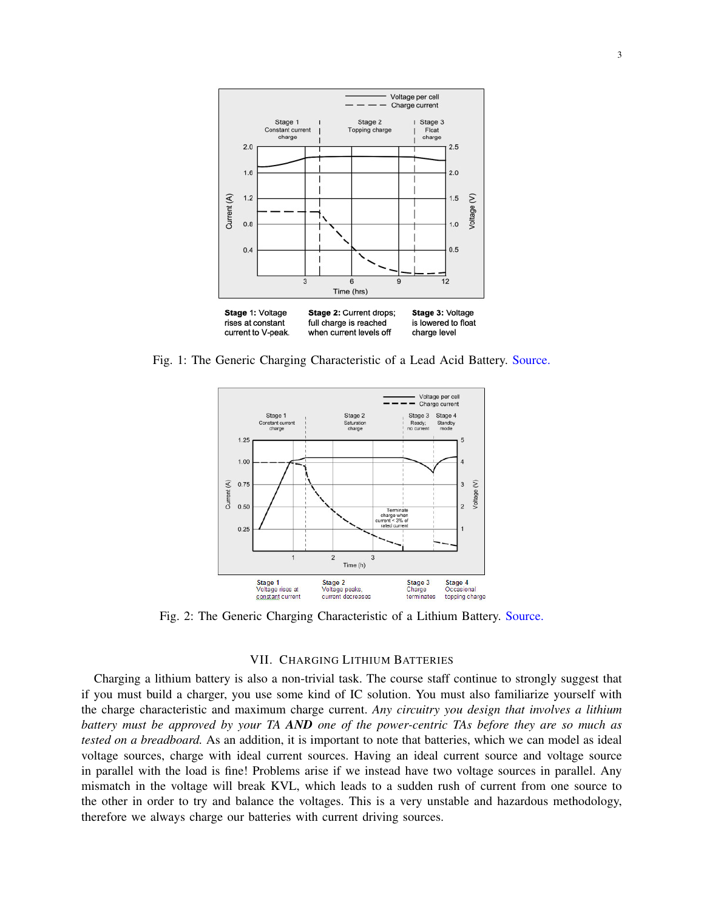Fig. 1: The Generic Charging Characteristic of a Lead Acid Battery. Source.

Fig. 2: The Generic Charging Characteristic of a Lithium Battery. Source.

## VII. Charging Lithium Batteries

Charging a lithium battery is also a non-trivial task. The course staff continue to strongly suggest that if you must build a charger, you use some kind of IC solution. You must also familiarize yourself with the charge characteristic and maximum charge current. *Any circuitry you design that involves a lithium battery must be approved by your TA **AND** one of the power-centric TAs before they are so much as tested on a breadboard.* As an addition, it is important to note that batteries, which we can model as ideal voltage sources, charge with ideal current sources. Having an ideal current source and voltage source in parallel with the load is fine! Problems arise if we instead have two voltage sources in parallel. Any mismatch in the voltage will break KVL, which leads to a sudden rush of current from one source to the other in order to try and balance the voltages. This is a very unstable and hazardous methodology, therefore we always charge our batteries with current driving sources.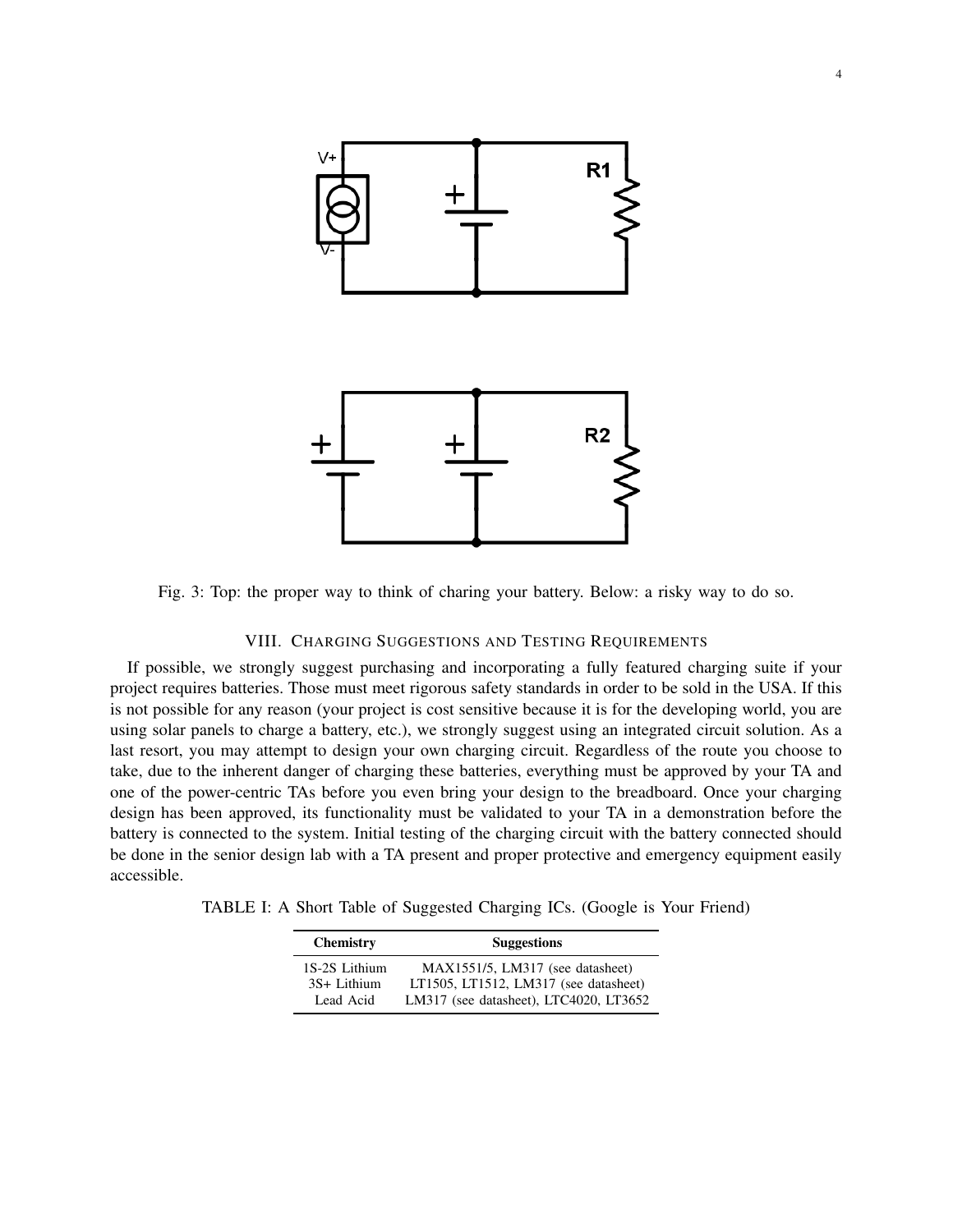Fig. 3: Top: the proper way to think of charing your battery. Below: a risky way to do so.

## VIII. Charging Suggestions and Testing Requirements

If possible, we strongly suggest purchasing and incorporating a fully featured charging suite if your project requires batteries. Those must meet rigorous safety standards in order to be sold in the USA. If this is not possible for any reason (your project is cost sensitive because it is for the developing world, you are using solar panels to charge a battery, etc.), we strongly suggest using an integrated circuit solution. As a last resort, you may attempt to design your own charging circuit. Regardless of the route you choose to take, due to the inherent danger of charging these batteries, everything must be approved by your TA and one of the power-centric TAs before you even bring your design to the breadboard. Once your charging design has been approved, its functionality must be validated to your TA in a demonstration before the battery is connected to the system. Initial testing of the charging circuit with the battery connected should be done in the senior design lab with a TA present and proper protective and emergency equipment easily accessible.

TABLE I: A Short Table of Suggested Charging ICs. (Google is Your Friend)

| Chemistry | Suggestions |
|---|---|
| 1S-2S Lithium | MAX1551/5, LM317 (see datasheet) |
| 3S+ Lithium | LT1505, LT1512, LM317 (see datasheet) |
| Lead Acid | LM317 (see datasheet), LTC4020, LT3652 |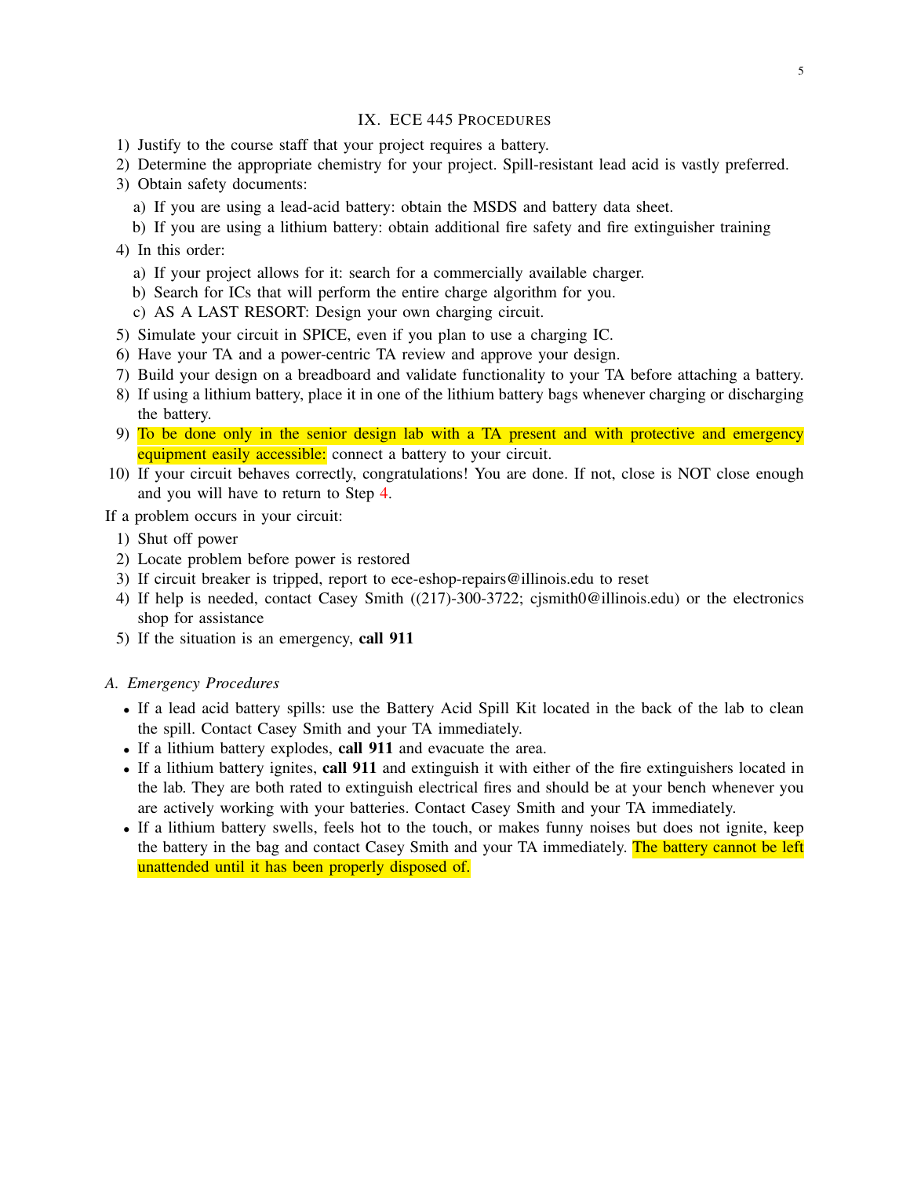## IX. ECE 445 PROCEDURES

1) Justify to the course staff that your project requires a battery.
2) Determine the appropriate chemistry for your project. Spill-resistant lead acid is vastly preferred.
3) Obtain safety documents:
   a) If you are using a lead-acid battery: obtain the MSDS and battery data sheet.
   b) If you are using a lithium battery: obtain additional fire safety and fire extinguisher training
4) In this order:
   a) If your project allows for it: search for a commercially available charger.
   b) Search for ICs that will perform the entire charge algorithm for you.
   c) AS A LAST RESORT: Design your own charging circuit.
5) Simulate your circuit in SPICE, even if you plan to use a charging IC.
6) Have your TA and a power-centric TA review and approve your design.
7) Build your design on a breadboard and validate functionality to your TA before attaching a battery.
8) If using a lithium battery, place it in one of the lithium battery bags whenever charging or discharging the battery.
9) To be done only in the senior design lab with a TA present and with protective and emergency equipment easily accessible: connect a battery to your circuit.
10) If your circuit behaves correctly, congratulations! You are done. If not, close is NOT close enough and you will have to return to Step 4.

If a problem occurs in your circuit:

1) Shut off power
2) Locate problem before power is restored
3) If circuit breaker is tripped, report to ece-eshop-repairs@illinois.edu to reset
4) If help is needed, contact Casey Smith ((217)-300-3722; cjsmith0@illinois.edu) or the electronics shop for assistance
5) If the situation is an emergency, **call 911**

### *A. Emergency Procedures*

- If a lead acid battery spills: use the Battery Acid Spill Kit located in the back of the lab to clean the spill. Contact Casey Smith and your TA immediately.
- If a lithium battery explodes, **call 911** and evacuate the area.
- If a lithium battery ignites, **call 911** and extinguish it with either of the fire extinguishers located in the lab. They are both rated to extinguish electrical fires and should be at your bench whenever you are actively working with your batteries. Contact Casey Smith and your TA immediately.
- If a lithium battery swells, feels hot to the touch, or makes funny noises but does not ignite, keep the battery in the bag and contact Casey Smith and your TA immediately. The battery cannot be left unattended until it has been properly disposed of.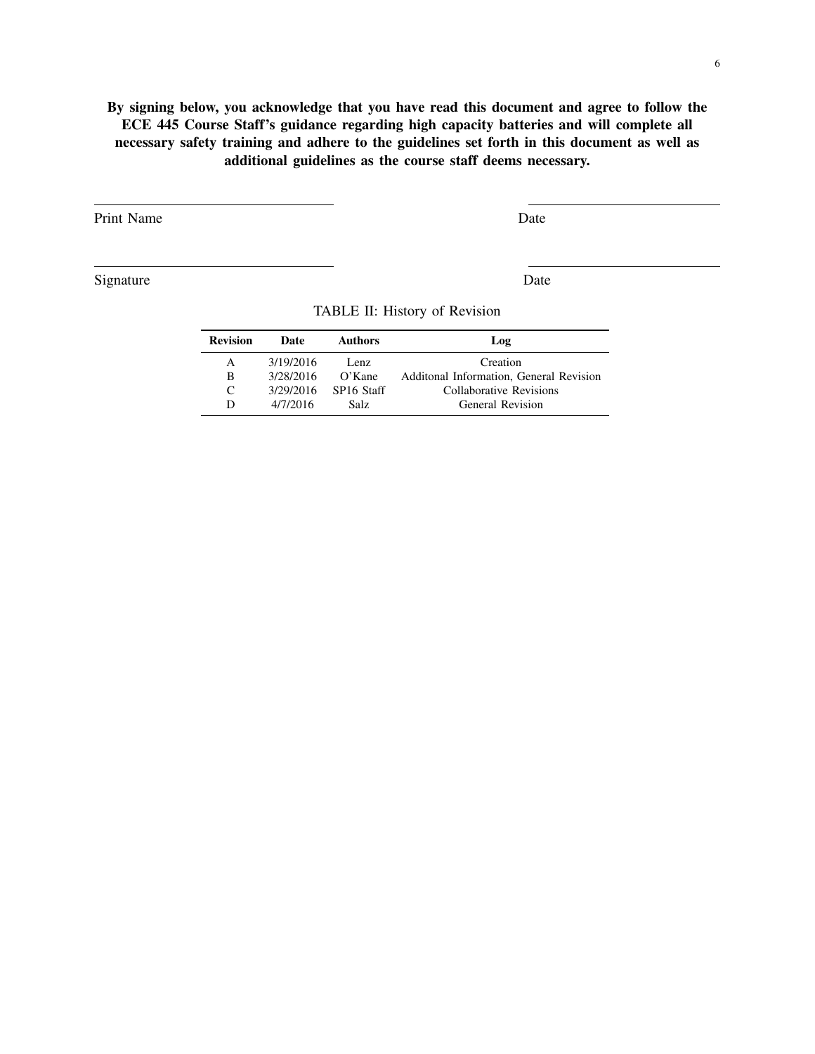**By signing below, you acknowledge that you have read this document and agree to follow the ECE 445 Course Staff's guidance regarding high capacity batteries and will complete all necessary safety training and adhere to the guidelines set forth in this document as well as additional guidelines as the course staff deems necessary.**

\_\_\_\_\_\_\_\_\_\_\_\_\_\_\_\_\_\_\_\_\_\_\_\_\_\_\_\_\_\_\_\_ \_\_\_\_\_\_\_\_\_\_\_\_\_\_\_\_\_\_\_\_\_\_\_\_

Print Name Date

\_\_\_\_\_\_\_\_\_\_\_\_\_\_\_\_\_\_\_\_\_\_\_\_\_\_\_\_\_\_\_\_ \_\_\_\_\_\_\_\_\_\_\_\_\_\_\_\_\_\_\_\_\_\_\_\_

Signature Date

TABLE II: History of Revision

| Revision | Date | Authors | Log |
|---|---|---|---|
| A | 3/19/2016 | Lenz | Creation |
| B | 3/28/2016 | O'Kane | Additonal Information, General Revision |
| C | 3/29/2016 | SP16 Staff | Collaborative Revisions |
| D | 4/7/2016 | Salz | General Revision |